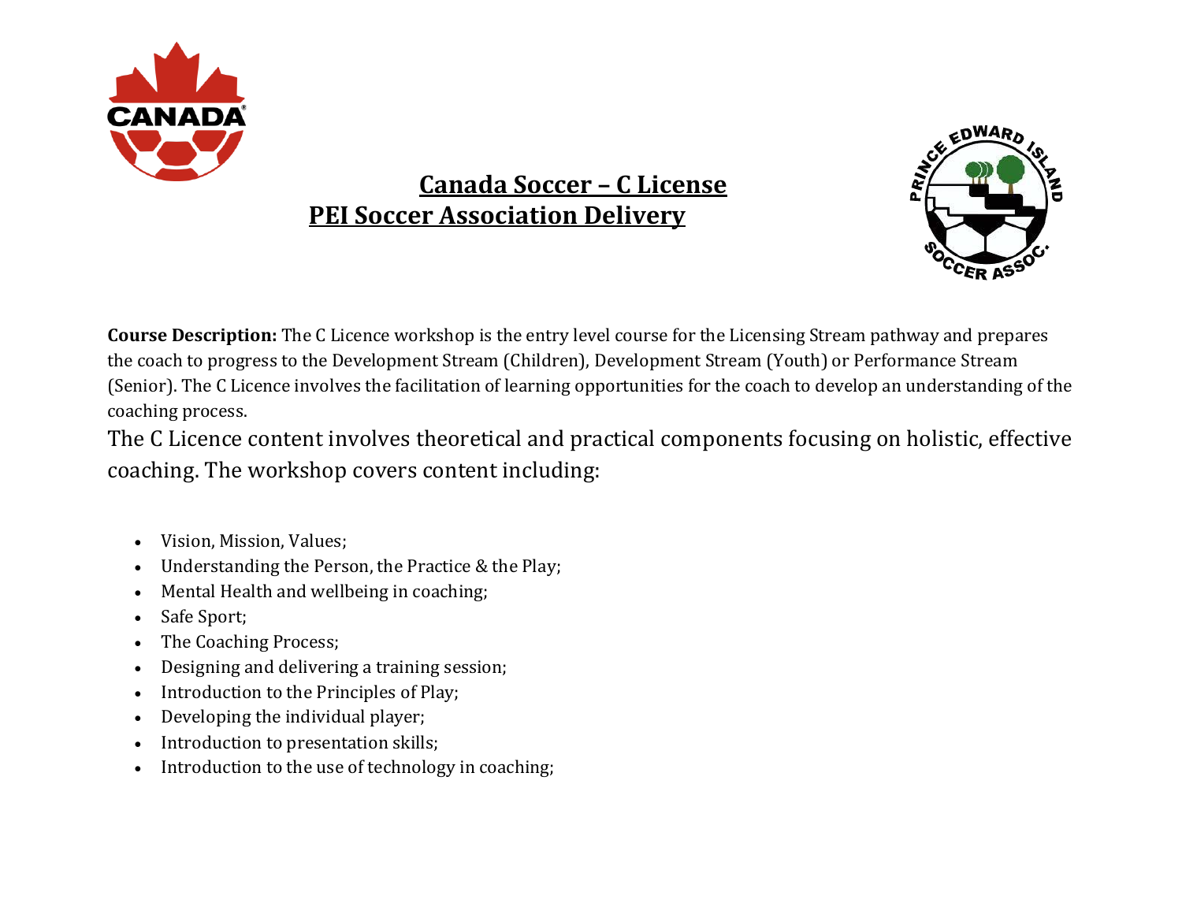# Canada Soccer – C License
## PEI Soccer Association Delivery

**Course Description:** The C Licence workshop is the entry level course for the Licensing Stream pathway and prepares the coach to progress to the Development Stream (Children), Development Stream (Youth) or Performance Stream (Senior). The C Licence involves the facilitation of learning opportunities for the coach to develop an understanding of the coaching process.

The C Licence content involves theoretical and practical components focusing on holistic, effective coaching. The workshop covers content including:

- Vision, Mission, Values;
- Understanding the Person, the Practice & the Play;
- Mental Health and wellbeing in coaching;
- Safe Sport;
- The Coaching Process;
- Designing and delivering a training session;
- Introduction to the Principles of Play;
- Developing the individual player;
- Introduction to presentation skills;
- Introduction to the use of technology in coaching;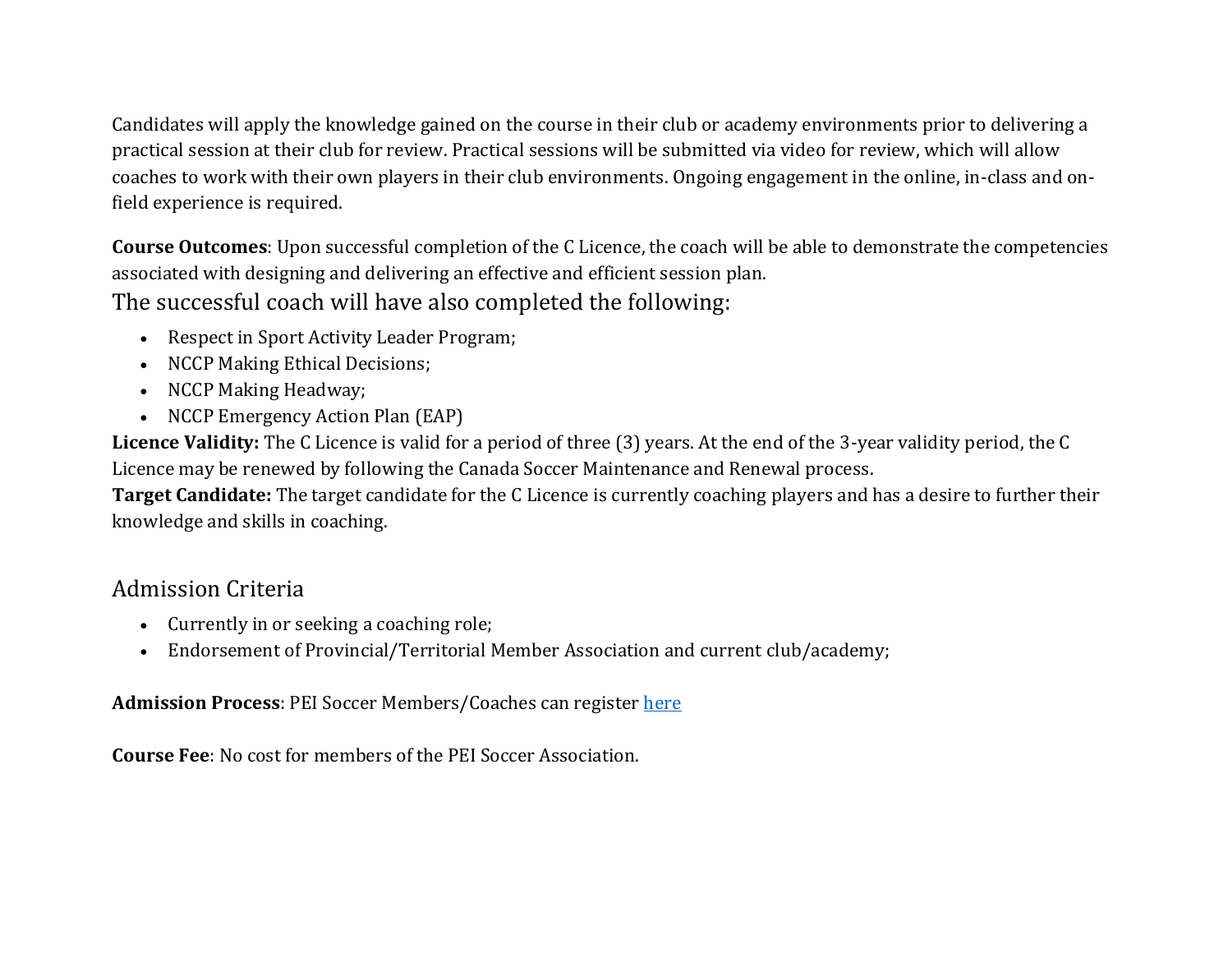Candidates will apply the knowledge gained on the course in their club or academy environments prior to delivering a practical session at their club for review. Practical sessions will be submitted via video for review, which will allow coaches to work with their own players in their club environments. Ongoing engagement in the online, in-class and on-field experience is required.

**Course Outcomes**: Upon successful completion of the C Licence, the coach will be able to demonstrate the competencies associated with designing and delivering an effective and efficient session plan.

### The successful coach will have also completed the following:

- Respect in Sport Activity Leader Program;
- NCCP Making Ethical Decisions;
- NCCP Making Headway;
- NCCP Emergency Action Plan (EAP)

**Licence Validity:** The C Licence is valid for a period of three (3) years. At the end of the 3-year validity period, the C Licence may be renewed by following the Canada Soccer Maintenance and Renewal process.

**Target Candidate:** The target candidate for the C Licence is currently coaching players and has a desire to further their knowledge and skills in coaching.

## Admission Criteria

- Currently in or seeking a coaching role;
- Endorsement of Provincial/Territorial Member Association and current club/academy;

**Admission Process**: PEI Soccer Members/Coaches can register here

**Course Fee**: No cost for members of the PEI Soccer Association.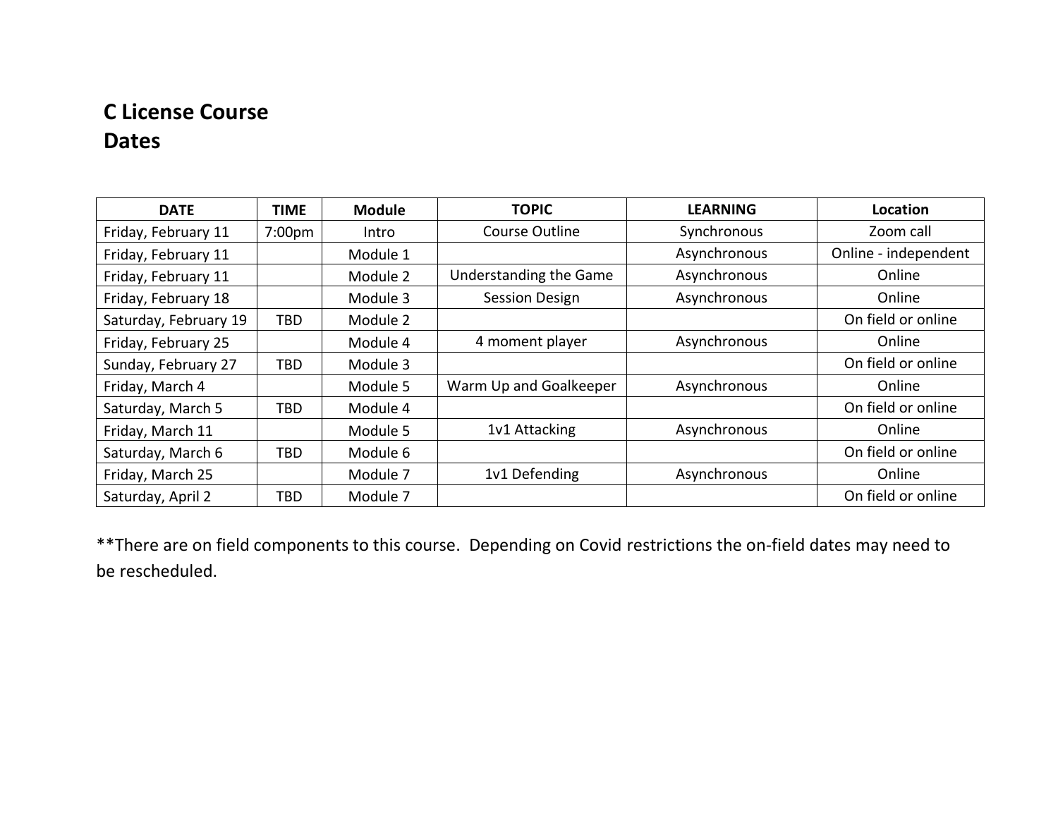# C License Course Dates

| DATE | TIME | Module | TOPIC | LEARNING | Location |
|---|---|---|---|---|---|
| Friday, February 11 | 7:00pm | Intro | Course Outline | Synchronous | Zoom call |
| Friday, February 11 | | Module 1 | | Asynchronous | Online - independent |
| Friday, February 11 | | Module 2 | Understanding the Game | Asynchronous | Online |
| Friday, February 18 | | Module 3 | Session Design | Asynchronous | Online |
| Saturday, February 19 | TBD | Module 2 | | | On field or online |
| Friday, February 25 | | Module 4 | 4 moment player | Asynchronous | Online |
| Sunday, February 27 | TBD | Module 3 | | | On field or online |
| Friday, March 4 | | Module 5 | Warm Up and Goalkeeper | Asynchronous | Online |
| Saturday, March 5 | TBD | Module 4 | | | On field or online |
| Friday, March 11 | | Module 5 | 1v1 Attacking | Asynchronous | Online |
| Saturday, March 6 | TBD | Module 6 | | | On field or online |
| Friday, March 25 | | Module 7 | 1v1 Defending | Asynchronous | Online |
| Saturday, April 2 | TBD | Module 7 | | | On field or online |

**There are on field components to this course. Depending on Covid restrictions the on-field dates may need to be rescheduled.